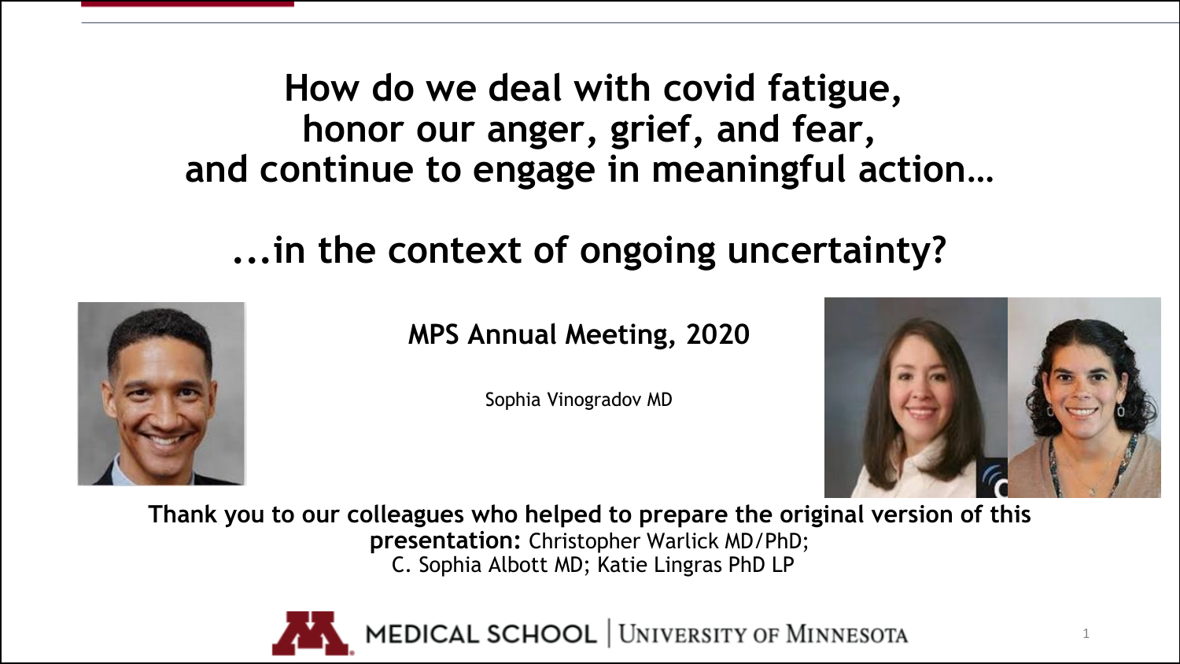# How do we deal with covid fatigue, honor our anger, grief, and fear, and continue to engage in meaningful action…

# ...in the context of ongoing uncertainty?

**MPS Annual Meeting, 2020**

Sophia Vinogradov MD

**Thank you to our colleagues who helped to prepare the original version of this presentation:** Christopher Warlick MD/PhD; C. Sophia Albott MD; Katie Lingras PhD LP

MEDICAL SCHOOL | UNIVERSITY OF MINNESOTA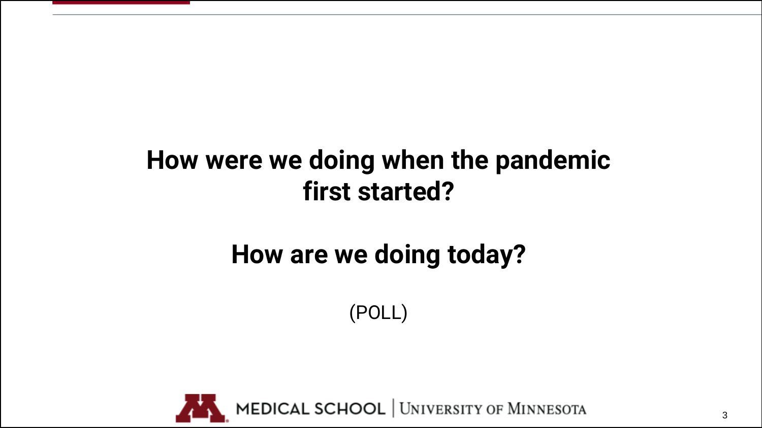**How were we doing when the pandemic first started?**

**How are we doing today?**

(POLL)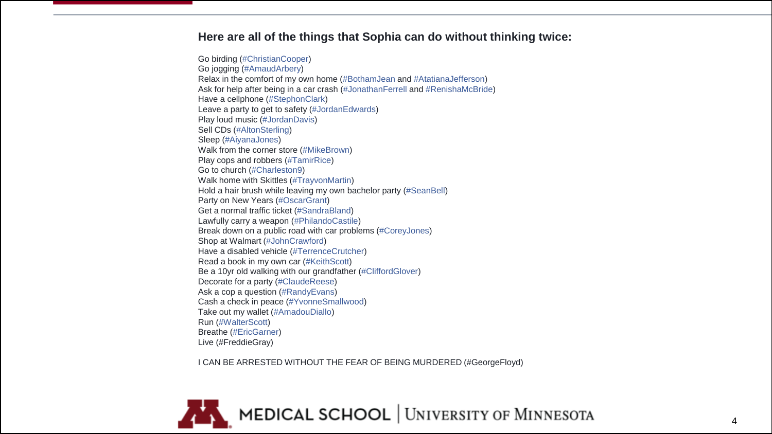## Here are all of the things that Sophia can do without thinking twice:

Go birding (#ChristianCooper)
Go jogging (#AmaudArbery)
Relax in the comfort of my own home (#BothamJean and #AtatianaJefferson)
Ask for help after being in a car crash (#JonathanFerrell and #RenishaMcBride)
Have a cellphone (#StephonClark)
Leave a party to get to safety (#JordanEdwards)
Play loud music (#JordanDavis)
Sell CDs (#AltonSterling)
Sleep (#AiyanaJones)
Walk from the corner store (#MikeBrown)
Play cops and robbers (#TamirRice)
Go to church (#Charleston9)
Walk home with Skittles (#TrayvonMartin)
Hold a hair brush while leaving my own bachelor party (#SeanBell)
Party on New Years (#OscarGrant)
Get a normal traffic ticket (#SandraBland)
Lawfully carry a weapon (#PhilandoCastile)
Break down on a public road with car problems (#CoreyJones)
Shop at Walmart (#JohnCrawford)
Have a disabled vehicle (#TerrenceCrutcher)
Read a book in my own car (#KeithScott)
Be a 10yr old walking with our grandfather (#CliffordGlover)
Decorate for a party (#ClaudeReese)
Ask a cop a question (#RandyEvans)
Cash a check in peace (#YvonneSmallwood)
Take out my wallet (#AmadouDiallo)
Run (#WalterScott)
Breathe (#EricGarner)
Live (#FreddieGray)

I CAN BE ARRESTED WITHOUT THE FEAR OF BEING MURDERED (#GeorgeFloyd)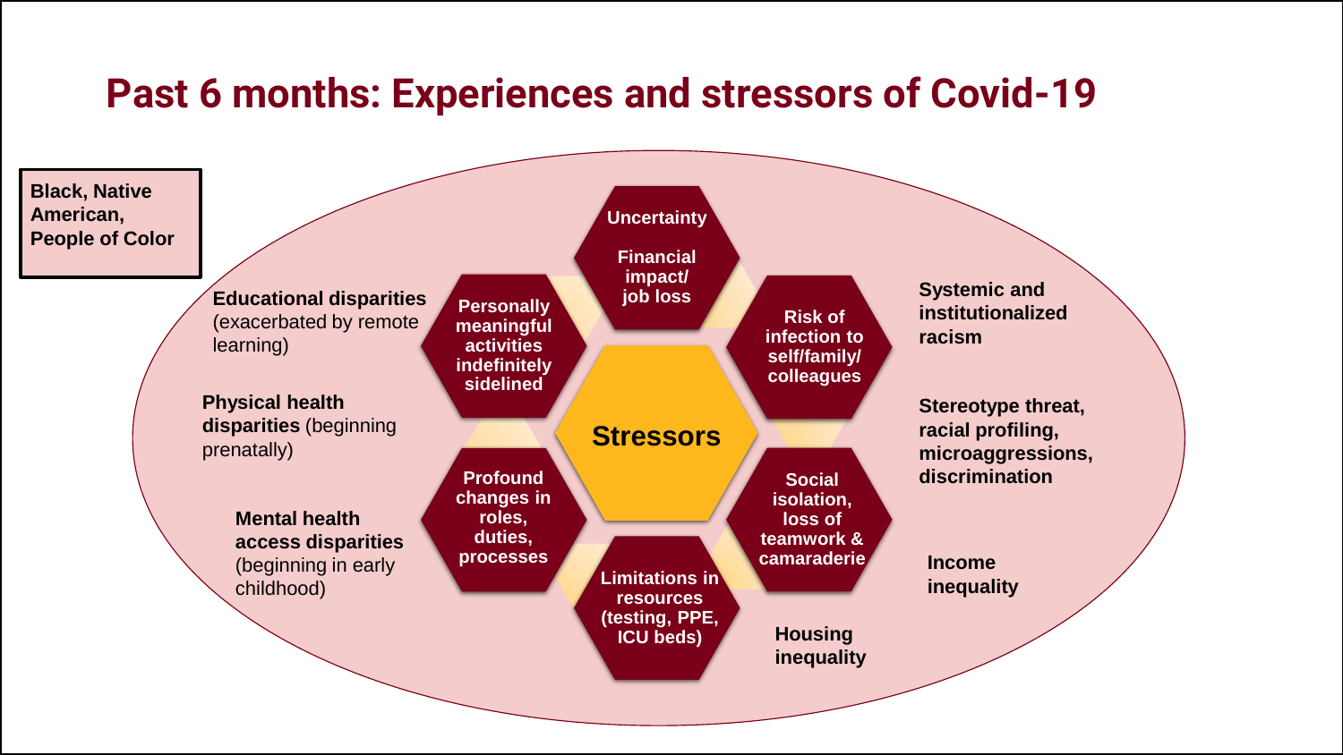# Past 6 months: Experiences and stressors of Covid-19

**Black, Native American, People of Color**

**Educational disparities** (exacerbated by remote learning)

**Physical health disparities** (beginning prenatally)

**Mental health access disparities** (beginning in early childhood)

**Stressors**

- **Uncertainty**
- **Financial impact/ job loss**
- **Risk of infection to self/family/ colleagues**
- **Social isolation, loss of teamwork & camaraderie**
- **Limitations in resources (testing, PPE, ICU beds)**
- **Profound changes in roles, duties, processes**
- **Personally meaningful activities indefinitely sidelined**

**Systemic and institutionalized racism**

**Stereotype threat, racial profiling, microaggressions, discrimination**

**Income inequality**

**Housing inequality**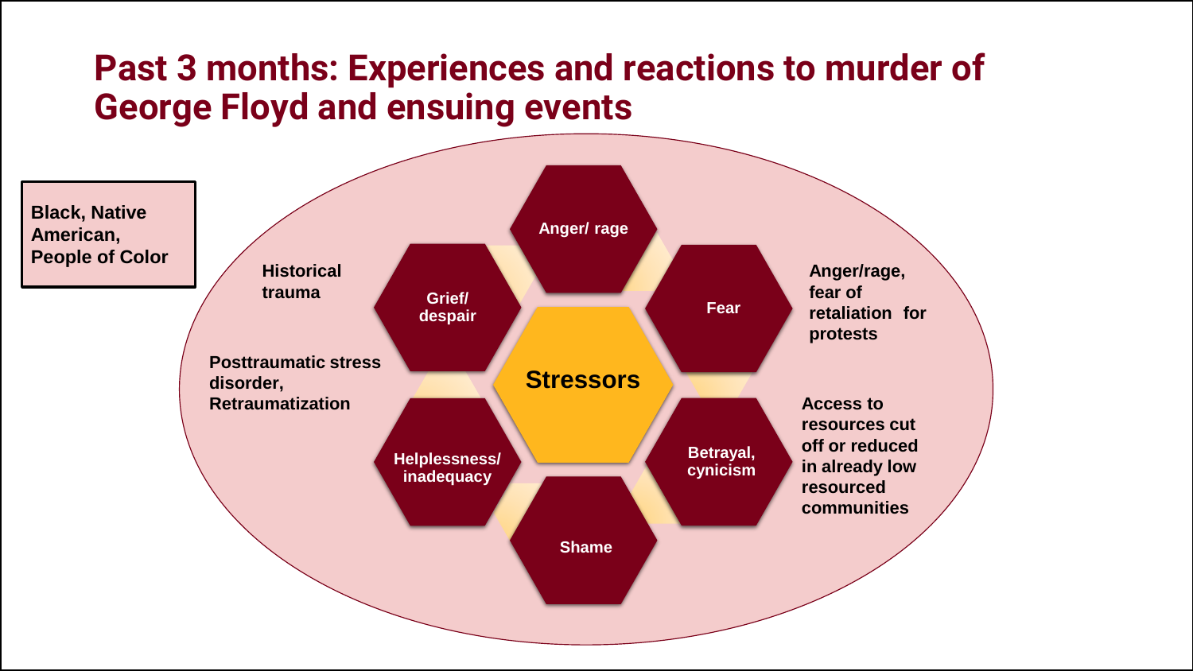# Past 3 months: Experiences and reactions to murder of George Floyd and ensuing events

**Black, Native American, People of Color**

**Historical trauma**

**Posttraumatic stress disorder, Retraumatization**

**Stressors**

- **Anger/ rage**
- **Fear**
- **Betrayal, cynicism**
- **Shame**
- **Helplessness/ inadequacy**
- **Grief/ despair**

**Anger/rage, fear of retaliation for protests**

**Access to resources cut off or reduced in already low resourced communities**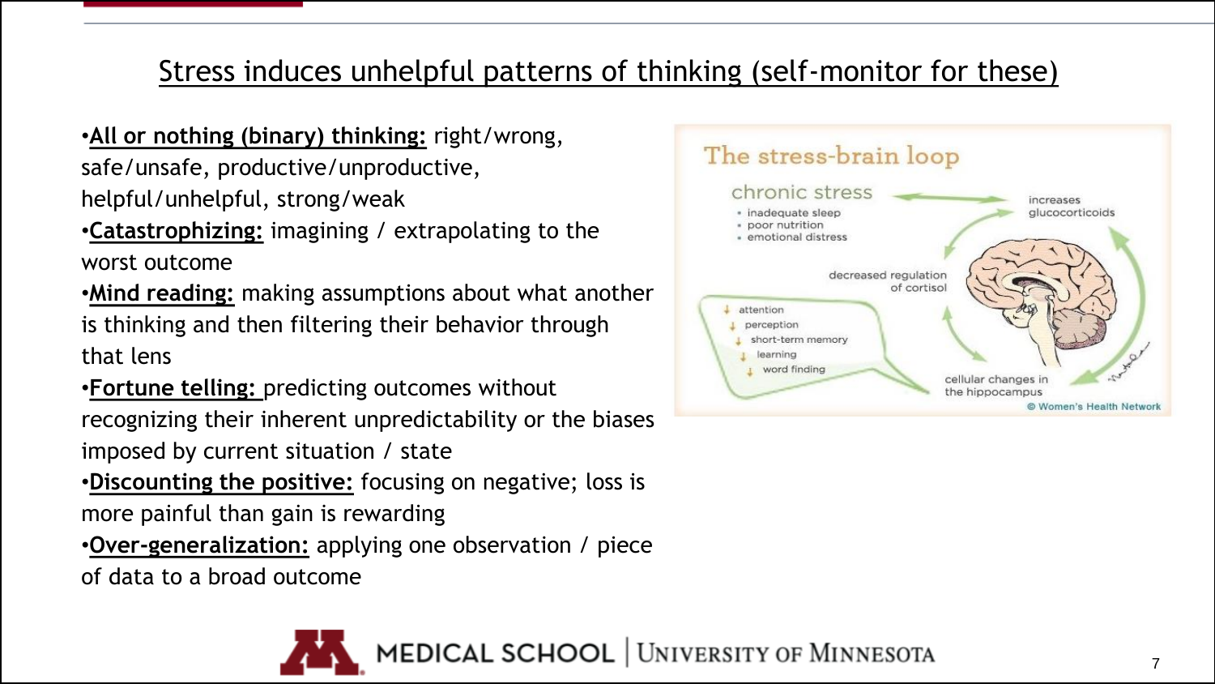## Stress induces unhelpful patterns of thinking (self-monitor for these)

- **All or nothing (binary) thinking:** right/wrong, safe/unsafe, productive/unproductive, helpful/unhelpful, strong/weak
- **Catastrophizing:** imagining / extrapolating to the worst outcome
- **Mind reading:** making assumptions about what another is thinking and then filtering their behavior through that lens
- **Fortune telling:** predicting outcomes without recognizing their inherent unpredictability or the biases imposed by current situation / state
- **Discounting the positive:** focusing on negative; loss is more painful than gain is rewarding
- **Over-generalization:** applying one observation / piece of data to a broad outcome

**The stress-brain loop**

chronic stress
- inadequate sleep
- poor nutrition
- emotional distress

increases glucocorticoids

decreased regulation of cortisol

↓ attention
↓ perception
↓ short-term memory
↓ learning
↓ word finding

cellular changes in the hippocampus

© Women's Health Network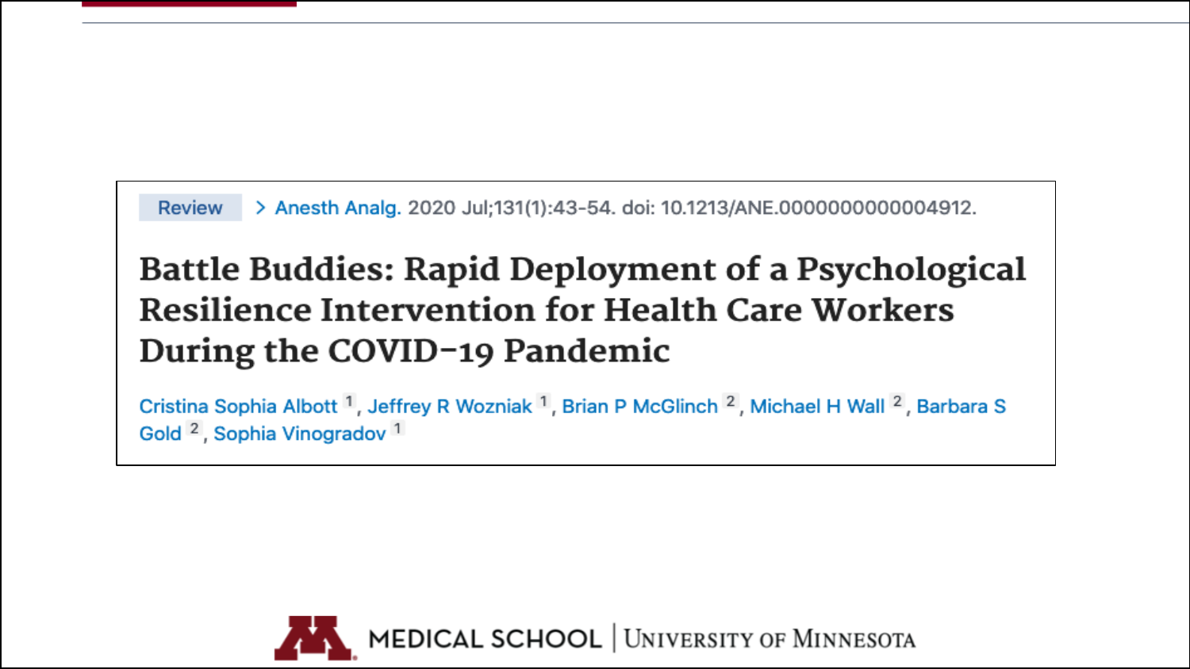Review > Anesth Analg. 2020 Jul;131(1):43-54. doi: 10.1213/ANE.0000000000004912.

# Battle Buddies: Rapid Deployment of a Psychological Resilience Intervention for Health Care Workers During the COVID-19 Pandemic

Cristina Sophia Albott [1], Jeffrey R Wozniak [1], Brian P McGlinch [2], Michael H Wall [2], Barbara S Gold [2], Sophia Vinogradov [1]

MEDICAL SCHOOL | UNIVERSITY OF MINNESOTA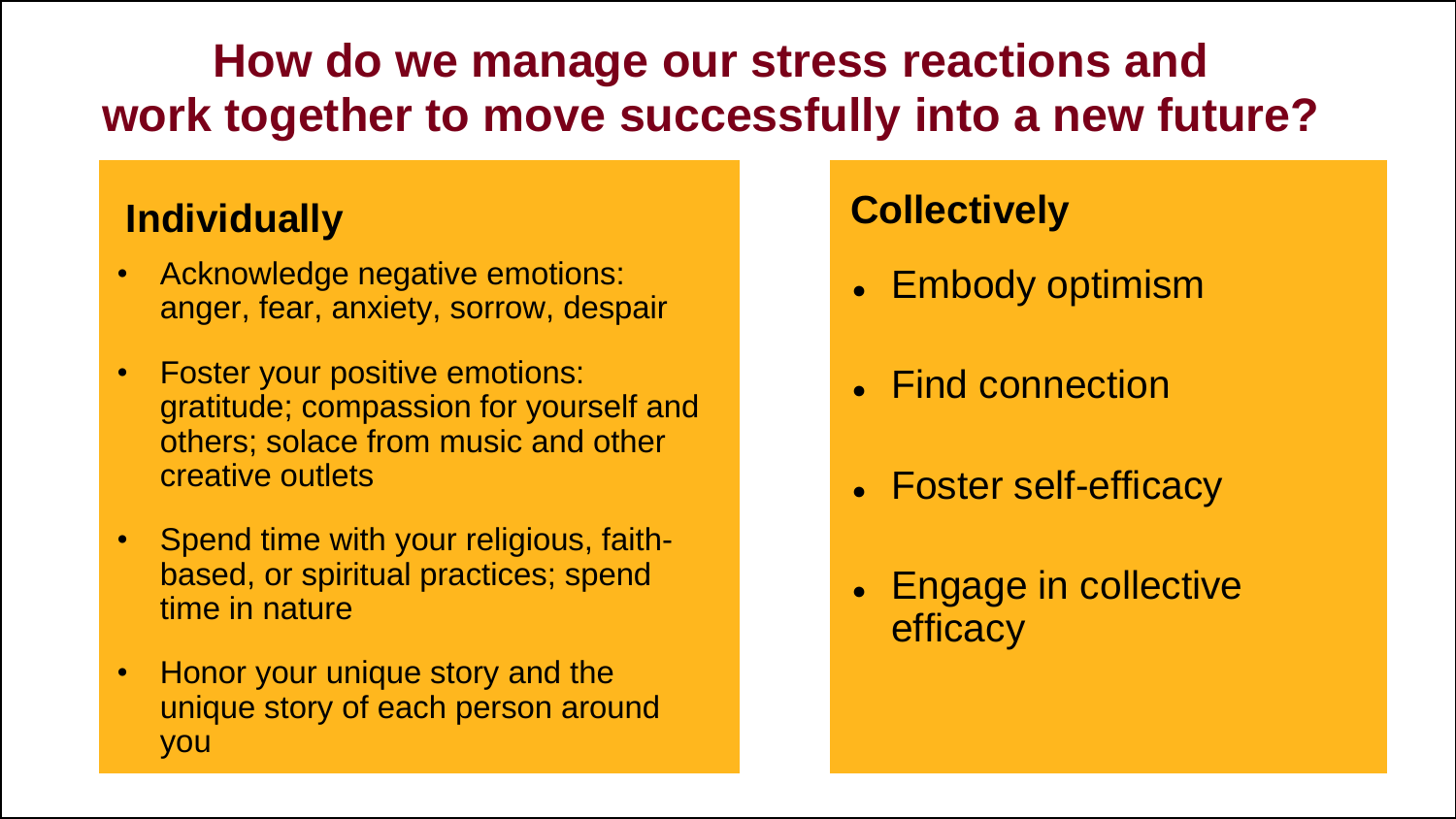# How do we manage our stress reactions and work together to move successfully into a new future?

## Individually

- Acknowledge negative emotions: anger, fear, anxiety, sorrow, despair
- Foster your positive emotions: gratitude; compassion for yourself and others; solace from music and other creative outlets
- Spend time with your religious, faith-based, or spiritual practices; spend time in nature
- Honor your unique story and the unique story of each person around you

## Collectively

- Embody optimism
- Find connection
- Foster self-efficacy
- Engage in collective efficacy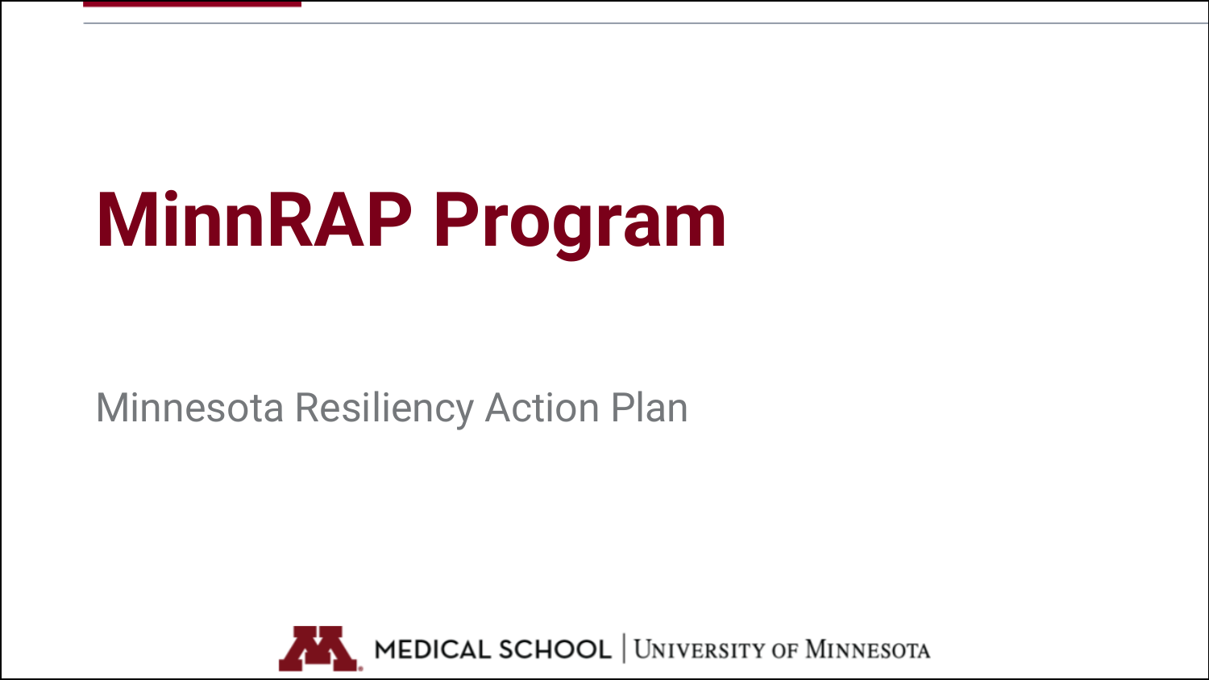# MinnRAP Program

Minnesota Resiliency Action Plan

MEDICAL SCHOOL | UNIVERSITY OF MINNESOTA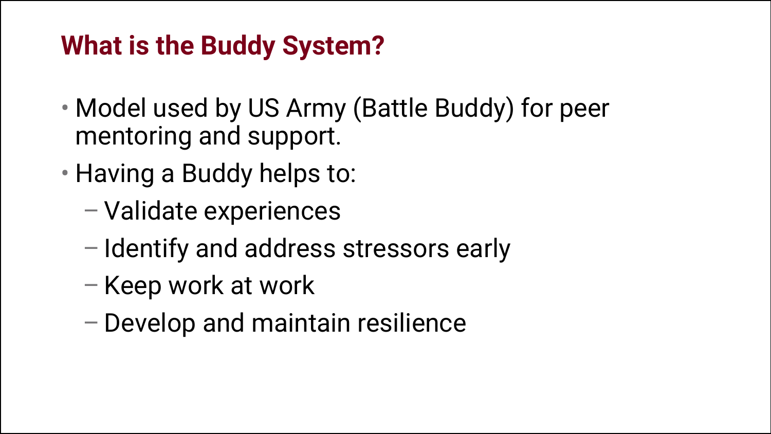## What is the Buddy System?

- Model used by US Army (Battle Buddy) for peer mentoring and support.
- Having a Buddy helps to:
  - Validate experiences
  - Identify and address stressors early
  - Keep work at work
  - Develop and maintain resilience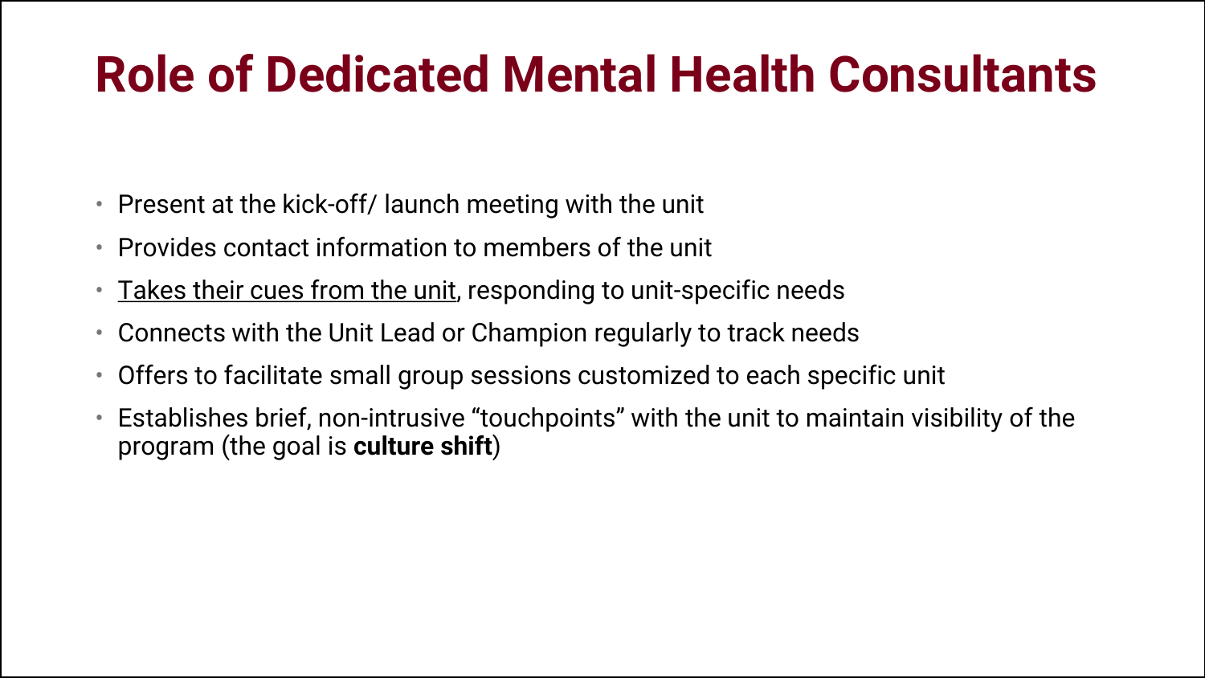# Role of Dedicated Mental Health Consultants

- Present at the kick-off/ launch meeting with the unit
- Provides contact information to members of the unit
- <u>Takes their cues from the unit</u>, responding to unit-specific needs
- Connects with the Unit Lead or Champion regularly to track needs
- Offers to facilitate small group sessions customized to each specific unit
- Establishes brief, non-intrusive "touchpoints" with the unit to maintain visibility of the program (the goal is **culture shift**)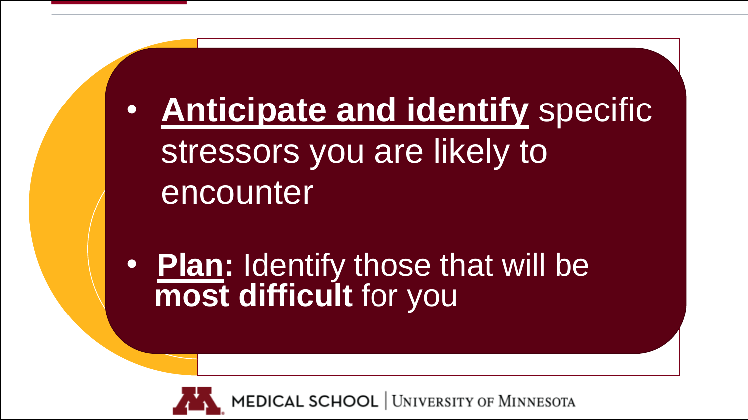- **Anticipate and identify** specific stressors you are likely to encounter
- **Plan:** Identify those that will be **most difficult** for you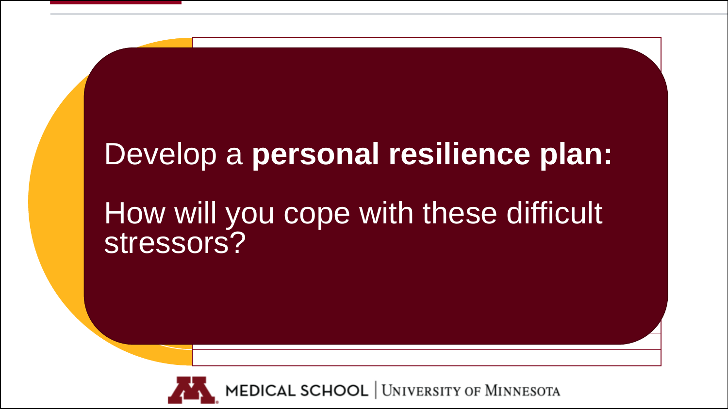Develop a **personal resilience plan:**

How will you cope with these difficult stressors?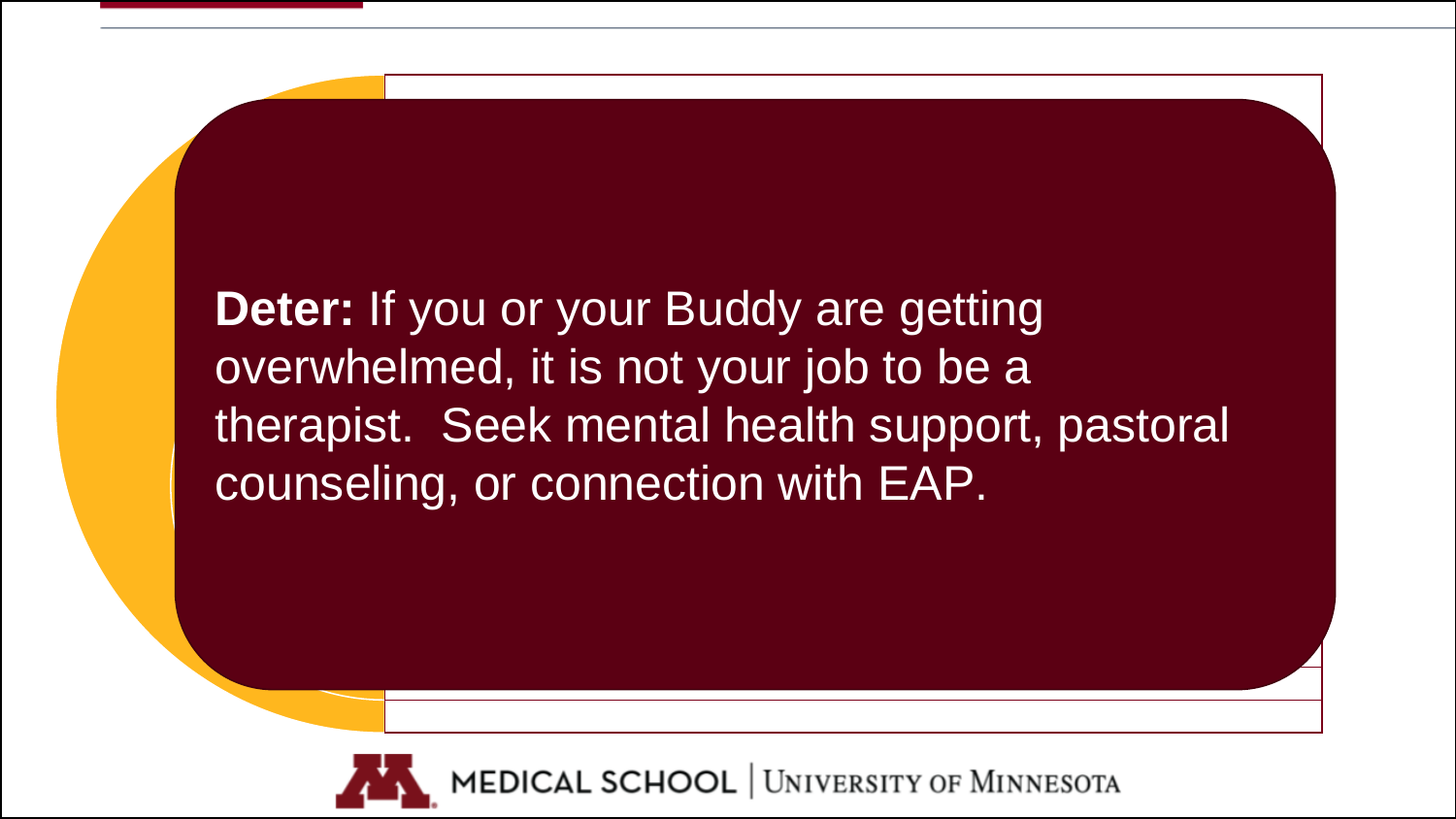**Deter:** If you or your Buddy are getting overwhelmed, it is not your job to be a therapist. Seek mental health support, pastoral counseling, or connection with EAP.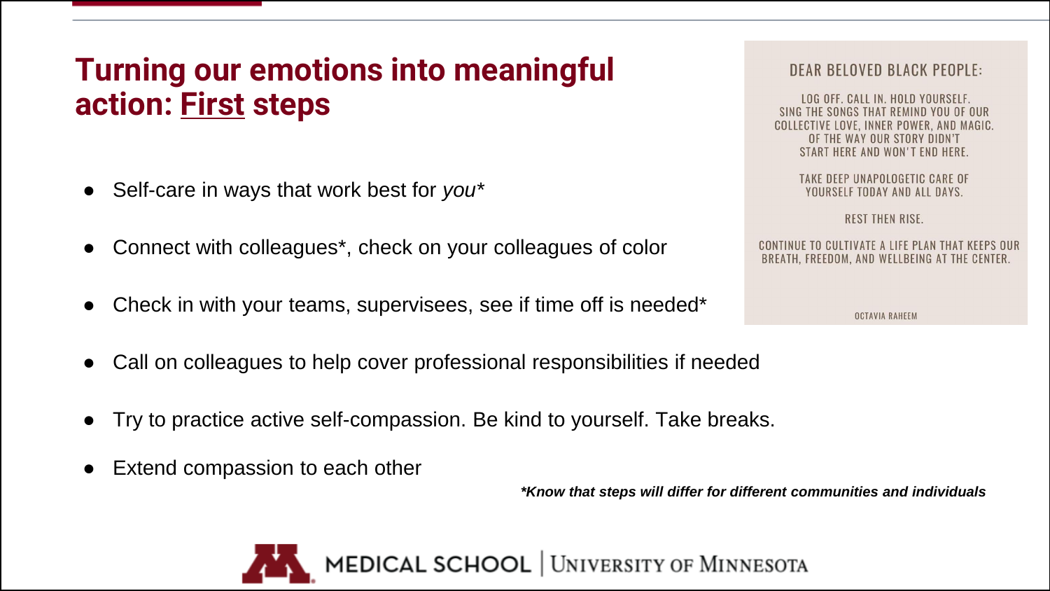# Turning our emotions into meaningful action: <u>First</u> steps

- Self-care in ways that work best for *you**
- Connect with colleagues*, check on your colleagues of color
- Check in with your teams, supervisees, see if time off is needed*
- Call on colleagues to help cover professional responsibilities if needed
- Try to practice active self-compassion. Be kind to yourself. Take breaks.
- Extend compassion to each other

***Know that steps will differ for different communities and individuals***

DEAR BELOVED BLACK PEOPLE:

LOG OFF. CALL IN. HOLD YOURSELF. SING THE SONGS THAT REMIND YOU OF OUR COLLECTIVE LOVE, INNER POWER, AND MAGIC. OF THE WAY OUR STORY DIDN'T START HERE AND WON'T END HERE.

TAKE DEEP UNAPOLOGETIC CARE OF YOURSELF TODAY AND ALL DAYS.

REST THEN RISE.

CONTINUE TO CULTIVATE A LIFE PLAN THAT KEEPS OUR BREATH, FREEDOM, AND WELLBEING AT THE CENTER.

OCTAVIA RAHEEM

MEDICAL SCHOOL | UNIVERSITY OF MINNESOTA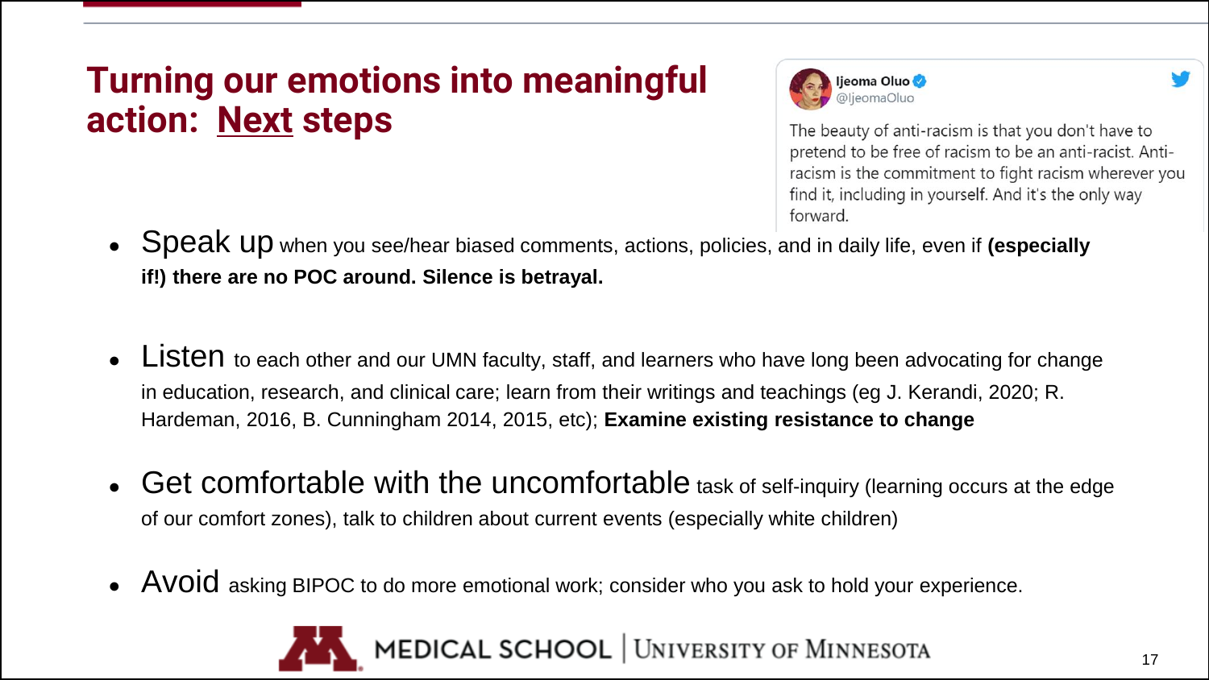# Turning our emotions into meaningful action: Next steps

> **Ijeoma Oluo** @IjeomaOluo
>
> The beauty of anti-racism is that you don't have to pretend to be free of racism to be an anti-racist. Anti-racism is the commitment to fight racism wherever you find it, including in yourself. And it's the only way forward.

- **Speak up** when you see/hear biased comments, actions, policies, and in daily life, even if **(especially if!) there are no POC around. Silence is betrayal.**

- **Listen** to each other and our UMN faculty, staff, and learners who have long been advocating for change in education, research, and clinical care; learn from their writings and teachings (eg J. Kerandi, 2020; R. Hardeman, 2016, B. Cunningham 2014, 2015, etc); **Examine existing resistance to change**

- **Get comfortable with the uncomfortable** task of self-inquiry (learning occurs at the edge of our comfort zones), talk to children about current events (especially white children)

- **Avoid** asking BIPOC to do more emotional work; consider who you ask to hold your experience.

MEDICAL SCHOOL | UNIVERSITY OF MINNESOTA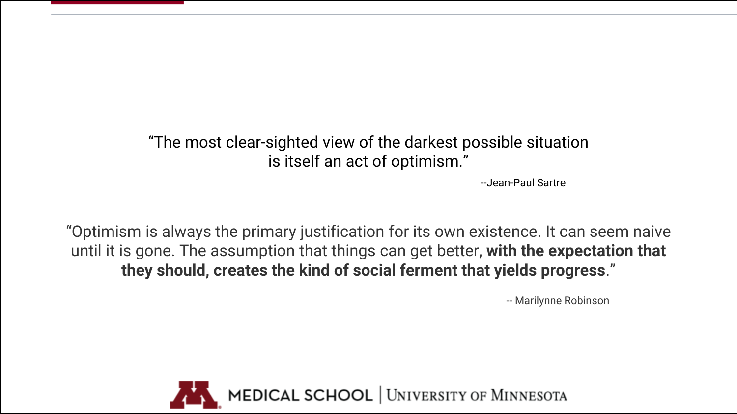"The most clear-sighted view of the darkest possible situation is itself an act of optimism."

--Jean-Paul Sartre

"Optimism is always the primary justification for its own existence. It can seem naive until it is gone. The assumption that things can get better, **with the expectation that they should, creates the kind of social ferment that yields progress**."

-- Marilynne Robinson

MEDICAL SCHOOL | UNIVERSITY OF MINNESOTA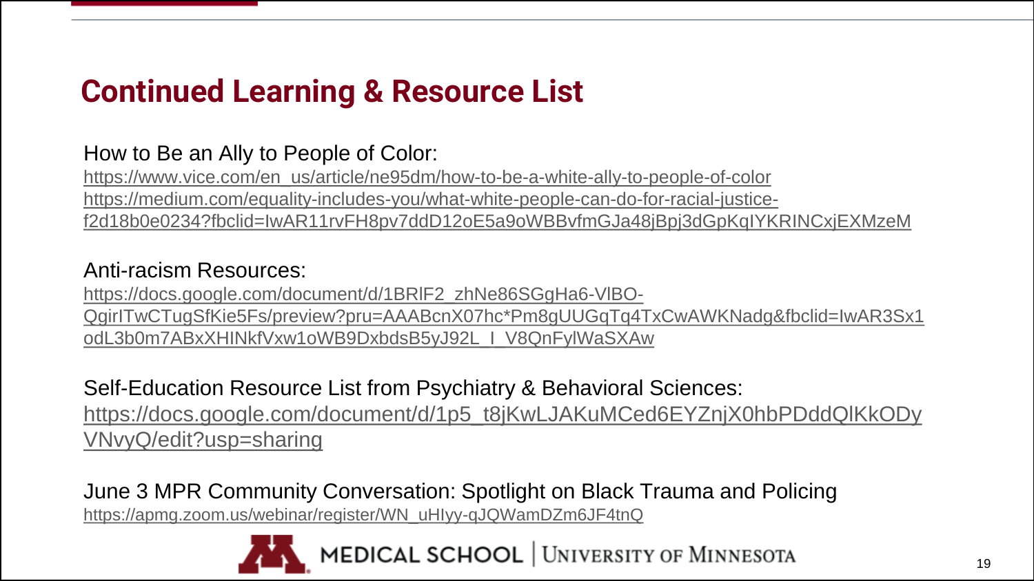# Continued Learning & Resource List

How to Be an Ally to People of Color:

https://www.vice.com/en_us/article/ne95dm/how-to-be-a-white-ally-to-people-of-color

https://medium.com/equality-includes-you/what-white-people-can-do-for-racial-justice-f2d18b0e0234?fbclid=IwAR11rvFH8pv7ddD12oE5a9oWBBvfmGJa48jBpj3dGpKqIYKRINCxjEXMzeM

Anti-racism Resources:

https://docs.google.com/document/d/1BRlF2_zhNe86SGgHa6-VlBO-QgirITwCTugSfKie5Fs/preview?pru=AAABcnX07hc*Pm8gUUGqTq4TxCwAWKNadg&fbclid=IwAR3Sx1odL3b0m7ABxXHINkfVxw1oWB9DxbdsB5yJ92L_I_V8QnFylWaSXAw

Self-Education Resource List from Psychiatry & Behavioral Sciences:

https://docs.google.com/document/d/1p5_t8jKwLJAKuMCed6EYZnjX0hbPDddQlKkODyVNvyQ/edit?usp=sharing

June 3 MPR Community Conversation: Spotlight on Black Trauma and Policing

https://apmg.zoom.us/webinar/register/WN_uHIyy-qJQWamDZm6JF4tnQ

MEDICAL SCHOOL | UNIVERSITY OF MINNESOTA